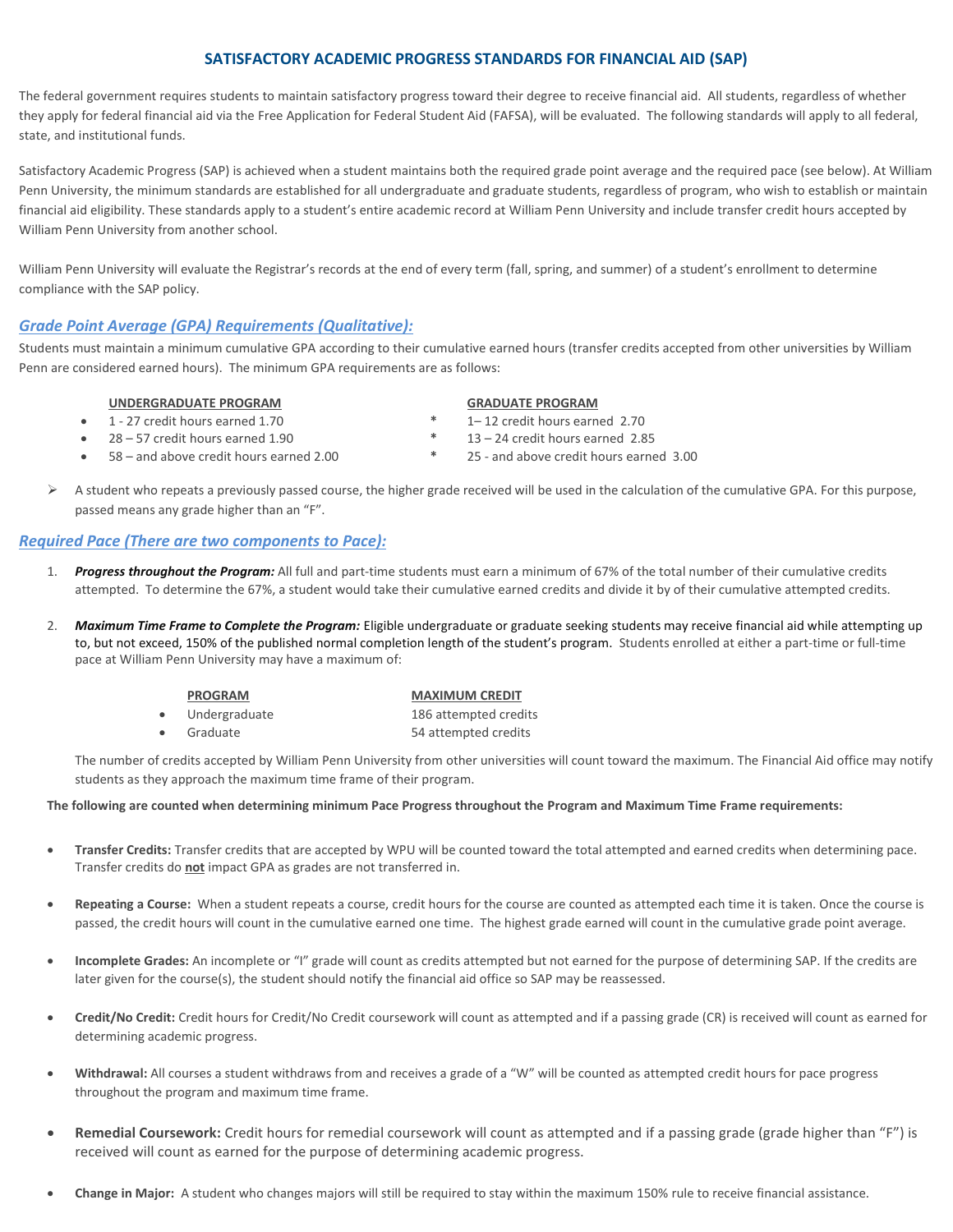# SATISFACTORY ACADEMIC PROGRESS STANDARDS FOR FINANCIAL AID (SAP)

The federal government requires students to maintain satisfactory progress toward their degree to receive financial aid. All students, regardless of whether they apply for federal financial aid via the Free Application for Federal Student Aid (FAFSA), will be evaluated. The following standards will apply to all federal, state, and institutional funds.

Satisfactory Academic Progress (SAP) is achieved when a student maintains both the required grade point average and the required pace (see below). At William Penn University, the minimum standards are established for all undergraduate and graduate students, regardless of program, who wish to establish or maintain financial aid eligibility. These standards apply to a student's entire academic record at William Penn University and include transfer credit hours accepted by William Penn University from another school.

William Penn University will evaluate the Registrar's records at the end of every term (fall, spring, and summer) of a student's enrollment to determine compliance with the SAP policy.

## *Grade Point Average (GPA) Requirements (Qualitative):*

Students must maintain a minimum cumulative GPA according to their cumulative earned hours (transfer credits accepted from other universities by William Penn are considered earned hours). The minimum GPA requirements are as follows:

**UNDERGRADUATE PROGRAM**

- 1 - 27 credit hours earned 1.70
- 28 – 57 credit hours earned 1.90
- 58 – and above credit hours earned 2.00

**GRADUATE PROGRAM**

- 1– 12 credit hours earned 2.70
- 13 – 24 credit hours earned 2.85
- 25 - and above credit hours earned 3.00

- A student who repeats a previously passed course, the higher grade received will be used in the calculation of the cumulative GPA. For this purpose, passed means any grade higher than an "F".

## *Required Pace (There are two components to Pace):*

1. ***Progress throughout the Program:*** All full and part-time students must earn a minimum of 67% of the total number of their cumulative credits attempted. To determine the 67%, a student would take their cumulative earned credits and divide it by of their cumulative attempted credits.

2. ***Maximum Time Frame to Complete the Program:*** Eligible undergraduate or graduate seeking students may receive financial aid while attempting up to, but not exceed, 150% of the published normal completion length of the student's program. Students enrolled at either a part-time or full-time pace at William Penn University may have a maximum of:

| PROGRAM | MAXIMUM CREDIT |
|---|---|
| Undergraduate | 186 attempted credits |
| Graduate | 54 attempted credits |

The number of credits accepted by William Penn University from other universities will count toward the maximum. The Financial Aid office may notify students as they approach the maximum time frame of their program.

**The following are counted when determining minimum Pace Progress throughout the Program and Maximum Time Frame requirements:**

- **Transfer Credits:** Transfer credits that are accepted by WPU will be counted toward the total attempted and earned credits when determining pace. Transfer credits do **not** impact GPA as grades are not transferred in.

- **Repeating a Course:** When a student repeats a course, credit hours for the course are counted as attempted each time it is taken. Once the course is passed, the credit hours will count in the cumulative earned one time. The highest grade earned will count in the cumulative grade point average.

- **Incomplete Grades:** An incomplete or "I" grade will count as credits attempted but not earned for the purpose of determining SAP. If the credits are later given for the course(s), the student should notify the financial aid office so SAP may be reassessed.

- **Credit/No Credit:** Credit hours for Credit/No Credit coursework will count as attempted and if a passing grade (CR) is received will count as earned for determining academic progress.

- **Withdrawal:** All courses a student withdraws from and receives a grade of a "W" will be counted as attempted credit hours for pace progress throughout the program and maximum time frame.

- **Remedial Coursework:** Credit hours for remedial coursework will count as attempted and if a passing grade (grade higher than "F") is received will count as earned for the purpose of determining academic progress.

- **Change in Major:** A student who changes majors will still be required to stay within the maximum 150% rule to receive financial assistance.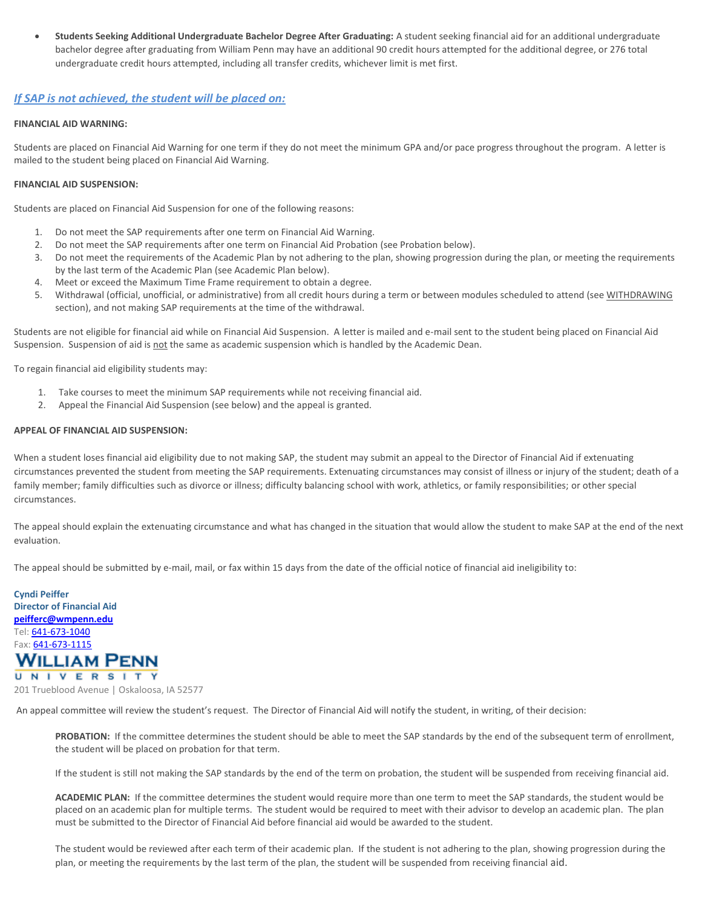- **Students Seeking Additional Undergraduate Bachelor Degree After Graduating:** A student seeking financial aid for an additional undergraduate bachelor degree after graduating from William Penn may have an additional 90 credit hours attempted for the additional degree, or 276 total undergraduate credit hours attempted, including all transfer credits, whichever limit is met first.

## *If SAP is not achieved, the student will be placed on:*

**FINANCIAL AID WARNING:**

Students are placed on Financial Aid Warning for one term if they do not meet the minimum GPA and/or pace progress throughout the program. A letter is mailed to the student being placed on Financial Aid Warning.

**FINANCIAL AID SUSPENSION:**

Students are placed on Financial Aid Suspension for one of the following reasons:

1. Do not meet the SAP requirements after one term on Financial Aid Warning.
2. Do not meet the SAP requirements after one term on Financial Aid Probation (see Probation below).
3. Do not meet the requirements of the Academic Plan by not adhering to the plan, showing progression during the plan, or meeting the requirements by the last term of the Academic Plan (see Academic Plan below).
4. Meet or exceed the Maximum Time Frame requirement to obtain a degree.
5. Withdrawal (official, unofficial, or administrative) from all credit hours during a term or between modules scheduled to attend (see WITHDRAWING section), and not making SAP requirements at the time of the withdrawal.

Students are not eligible for financial aid while on Financial Aid Suspension. A letter is mailed and e-mail sent to the student being placed on Financial Aid Suspension. Suspension of aid is not the same as academic suspension which is handled by the Academic Dean.

To regain financial aid eligibility students may:

1. Take courses to meet the minimum SAP requirements while not receiving financial aid.
2. Appeal the Financial Aid Suspension (see below) and the appeal is granted.

**APPEAL OF FINANCIAL AID SUSPENSION:**

When a student loses financial aid eligibility due to not making SAP, the student may submit an appeal to the Director of Financial Aid if extenuating circumstances prevented the student from meeting the SAP requirements. Extenuating circumstances may consist of illness or injury of the student; death of a family member; family difficulties such as divorce or illness; difficulty balancing school with work, athletics, or family responsibilities; or other special circumstances.

The appeal should explain the extenuating circumstance and what has changed in the situation that would allow the student to make SAP at the end of the next evaluation.

The appeal should be submitted by e-mail, mail, or fax within 15 days from the date of the official notice of financial aid ineligibility to:

**Cyndi Peiffer**
**Director of Financial Aid**
**peifferc@wmpenn.edu**
Tel: 641-673-1040
Fax: 641-673-1115
WILLIAM PENN UNIVERSITY
201 Trueblood Avenue | Oskaloosa, IA 52577

An appeal committee will review the student's request. The Director of Financial Aid will notify the student, in writing, of their decision:

**PROBATION:** If the committee determines the student should be able to meet the SAP standards by the end of the subsequent term of enrollment, the student will be placed on probation for that term.

If the student is still not making the SAP standards by the end of the term on probation, the student will be suspended from receiving financial aid.

**ACADEMIC PLAN:** If the committee determines the student would require more than one term to meet the SAP standards, the student would be placed on an academic plan for multiple terms. The student would be required to meet with their advisor to develop an academic plan. The plan must be submitted to the Director of Financial Aid before financial aid would be awarded to the student.

The student would be reviewed after each term of their academic plan. If the student is not adhering to the plan, showing progression during the plan, or meeting the requirements by the last term of the plan, the student will be suspended from receiving financial aid.